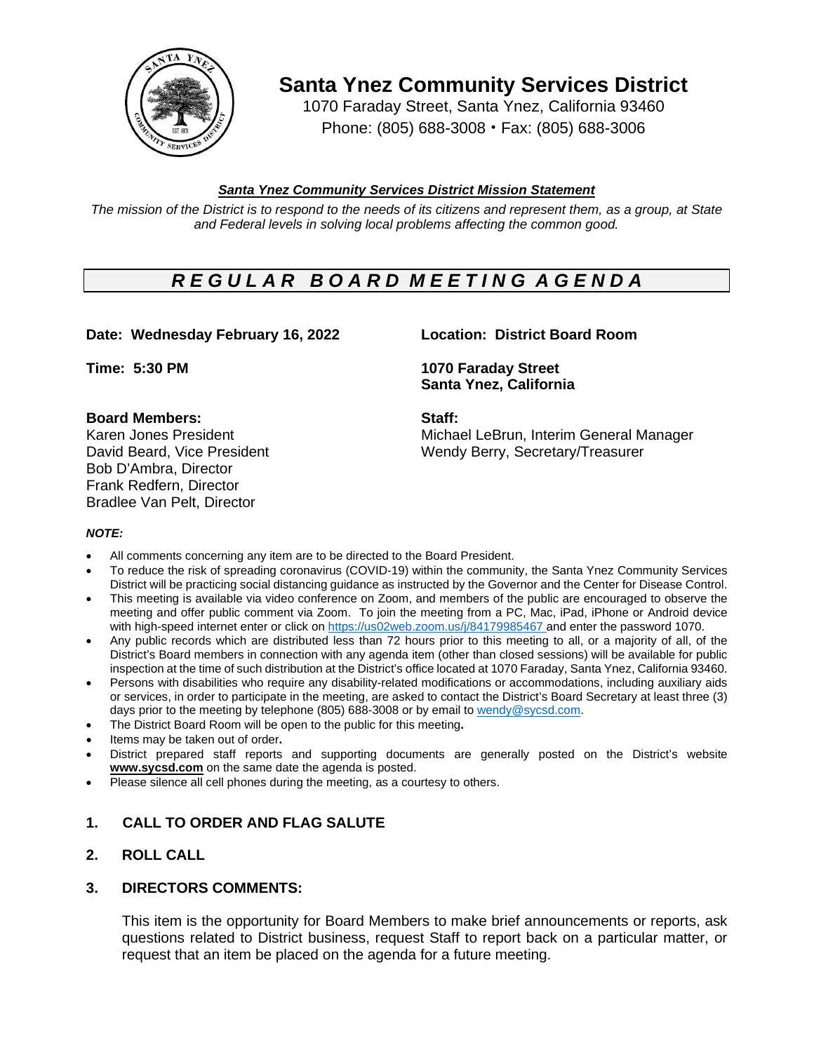# Santa Ynez Community Services District

1070 Faraday Street, Santa Ynez, California 93460

Phone: (805) 688-3008 • Fax: (805) 688-3006

***Santa Ynez Community Services District Mission Statement***

*The mission of the District is to respond to the needs of its citizens and represent them, as a group, at State and Federal levels in solving local problems affecting the common good.*

## *R E G U L A R   B O A R D   M E E T I N G   A G E N D A*

**Date: Wednesday February 16, 2022**

**Time: 5:30 PM**

**Location: District Board Room**

**1070 Faraday Street**
**Santa Ynez, California**

**Board Members:**
Karen Jones President
David Beard, Vice President
Bob D'Ambra, Director
Frank Redfern, Director
Bradlee Van Pelt, Director

**Staff:**
Michael LeBrun, Interim General Manager
Wendy Berry, Secretary/Treasurer

***NOTE:***

- All comments concerning any item are to be directed to the Board President.
- To reduce the risk of spreading coronavirus (COVID-19) within the community, the Santa Ynez Community Services District will be practicing social distancing guidance as instructed by the Governor and the Center for Disease Control.
- This meeting is available via video conference on Zoom, and members of the public are encouraged to observe the meeting and offer public comment via Zoom. To join the meeting from a PC, Mac, iPad, iPhone or Android device with high-speed internet enter or click on https://us02web.zoom.us/j/84179985467 and enter the password 1070.
- Any public records which are distributed less than 72 hours prior to this meeting to all, or a majority of all, of the District's Board members in connection with any agenda item (other than closed sessions) will be available for public inspection at the time of such distribution at the District's office located at 1070 Faraday, Santa Ynez, California 93460.
- Persons with disabilities who require any disability-related modifications or accommodations, including auxiliary aids or services, in order to participate in the meeting, are asked to contact the District's Board Secretary at least three (3) days prior to the meeting by telephone (805) 688-3008 or by email to wendy@sycsd.com.
- The District Board Room will be open to the public for this meeting**.**
- Items may be taken out of order**.**
- District prepared staff reports and supporting documents are generally posted on the District's website **www.sycsd.com** on the same date the agenda is posted.
- Please silence all cell phones during the meeting, as a courtesy to others.

### 1. CALL TO ORDER AND FLAG SALUTE

### 2. ROLL CALL

### 3. DIRECTORS COMMENTS:

This item is the opportunity for Board Members to make brief announcements or reports, ask questions related to District business, request Staff to report back on a particular matter, or request that an item be placed on the agenda for a future meeting.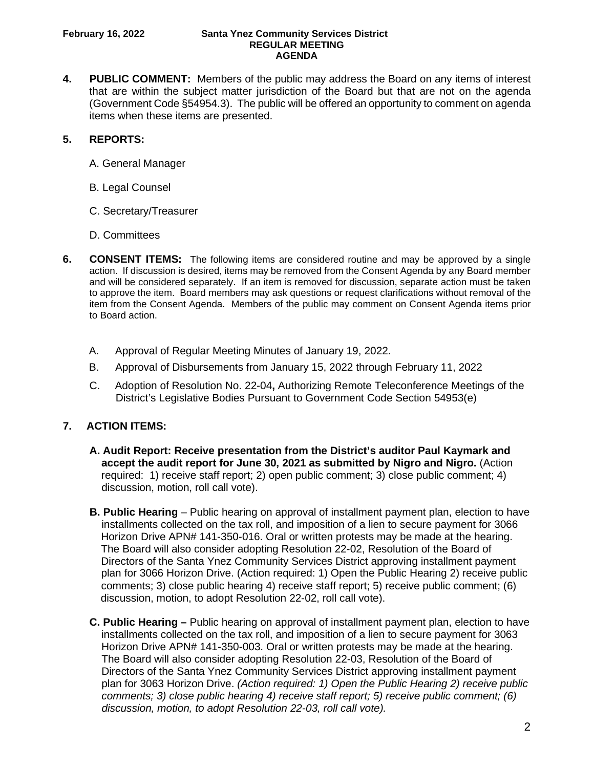**4. PUBLIC COMMENT:** Members of the public may address the Board on any items of interest that are within the subject matter jurisdiction of the Board but that are not on the agenda (Government Code §54954.3). The public will be offered an opportunity to comment on agenda items when these items are presented.

**5. REPORTS:**

A. General Manager

B. Legal Counsel

C. Secretary/Treasurer

D. Committees

**6. CONSENT ITEMS:** The following items are considered routine and may be approved by a single action. If discussion is desired, items may be removed from the Consent Agenda by any Board member and will be considered separately. If an item is removed for discussion, separate action must be taken to approve the item. Board members may ask questions or request clarifications without removal of the item from the Consent Agenda. Members of the public may comment on Consent Agenda items prior to Board action.

A. Approval of Regular Meeting Minutes of January 19, 2022.

B. Approval of Disbursements from January 15, 2022 through February 11, 2022

C. Adoption of Resolution No. 22-04**,** Authorizing Remote Teleconference Meetings of the District's Legislative Bodies Pursuant to Government Code Section 54953(e)

**7. ACTION ITEMS:**

**A. Audit Report: Receive presentation from the District's auditor Paul Kaymark and accept the audit report for June 30, 2021 as submitted by Nigro and Nigro.** (Action required: 1) receive staff report; 2) open public comment; 3) close public comment; 4) discussion, motion, roll call vote).

**B. Public Hearing** – Public hearing on approval of installment payment plan, election to have installments collected on the tax roll, and imposition of a lien to secure payment for 3066 Horizon Drive APN# 141-350-016. Oral or written protests may be made at the hearing. The Board will also consider adopting Resolution 22-02, Resolution of the Board of Directors of the Santa Ynez Community Services District approving installment payment plan for 3066 Horizon Drive. (Action required: 1) Open the Public Hearing 2) receive public comments; 3) close public hearing 4) receive staff report; 5) receive public comment; (6) discussion, motion, to adopt Resolution 22-02, roll call vote).

**C. Public Hearing –** Public hearing on approval of installment payment plan, election to have installments collected on the tax roll, and imposition of a lien to secure payment for 3063 Horizon Drive APN# 141-350-003. Oral or written protests may be made at the hearing. The Board will also consider adopting Resolution 22-03, Resolution of the Board of Directors of the Santa Ynez Community Services District approving installment payment plan for 3063 Horizon Drive. *(Action required: 1) Open the Public Hearing 2) receive public comments; 3) close public hearing 4) receive staff report; 5) receive public comment; (6) discussion, motion, to adopt Resolution 22-03, roll call vote).*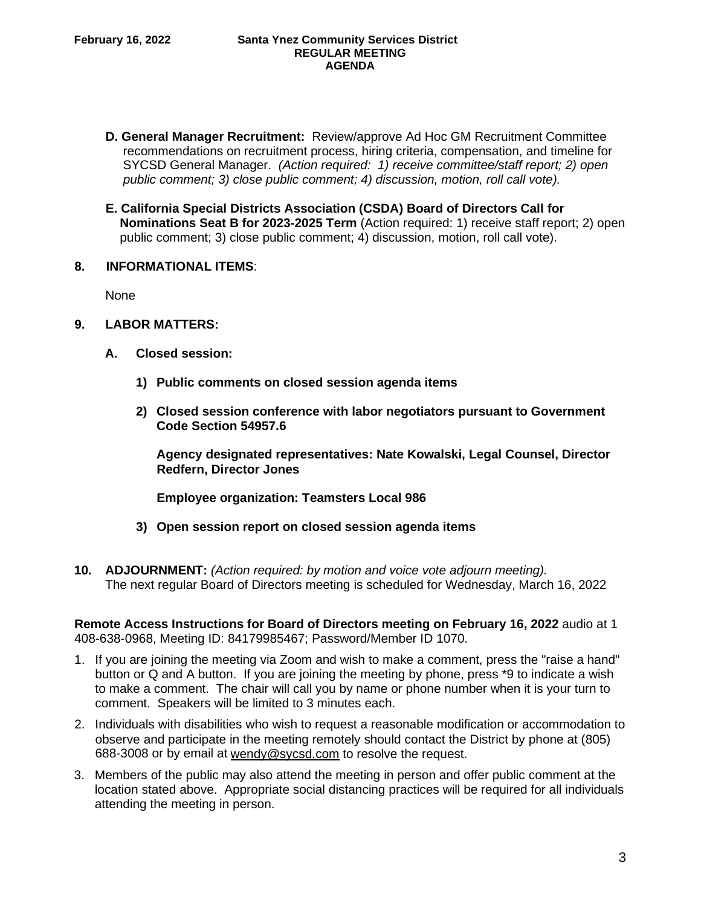**D. General Manager Recruitment:** Review/approve Ad Hoc GM Recruitment Committee recommendations on recruitment process, hiring criteria, compensation, and timeline for SYCSD General Manager. *(Action required: 1) receive committee/staff report; 2) open public comment; 3) close public comment; 4) discussion, motion, roll call vote).*

**E. California Special Districts Association (CSDA) Board of Directors Call for Nominations Seat B for 2023-2025 Term** (Action required: 1) receive staff report; 2) open public comment; 3) close public comment; 4) discussion, motion, roll call vote).

**8. INFORMATIONAL ITEMS**:

None

**9. LABOR MATTERS:**

**A. Closed session:**

**1) Public comments on closed session agenda items**

**2) Closed session conference with labor negotiators pursuant to Government Code Section 54957.6**

**Agency designated representatives: Nate Kowalski, Legal Counsel, Director Redfern, Director Jones**

**Employee organization: Teamsters Local 986**

**3) Open session report on closed session agenda items**

**10. ADJOURNMENT:** *(Action required: by motion and voice vote adjourn meeting).* The next regular Board of Directors meeting is scheduled for Wednesday, March 16, 2022

**Remote Access Instructions for Board of Directors meeting on February 16, 2022** audio at 1 408-638-0968, Meeting ID: 84179985467; Password/Member ID 1070.

1. If you are joining the meeting via Zoom and wish to make a comment, press the "raise a hand" button or Q and A button. If you are joining the meeting by phone, press *9 to indicate a wish to make a comment. The chair will call you by name or phone number when it is your turn to comment. Speakers will be limited to 3 minutes each.
2. Individuals with disabilities who wish to request a reasonable modification or accommodation to observe and participate in the meeting remotely should contact the District by phone at (805) 688-3008 or by email at wendy@sycsd.com to resolve the request.
3. Members of the public may also attend the meeting in person and offer public comment at the location stated above. Appropriate social distancing practices will be required for all individuals attending the meeting in person.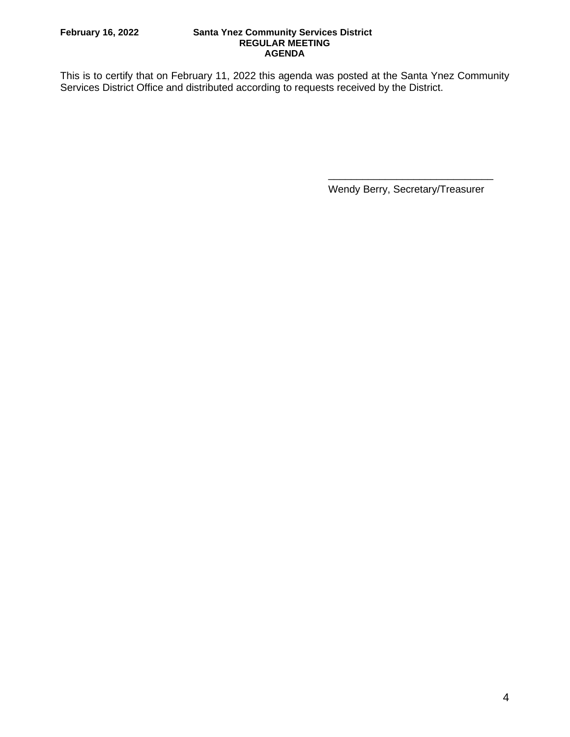This is to certify that on February 11, 2022 this agenda was posted at the Santa Ynez Community Services District Office and distributed according to requests received by the District.

\_\_\_\_\_\_\_\_\_\_\_\_\_\_\_\_\_\_\_\_\_\_\_\_\_\_\_\_\_\_

Wendy Berry, Secretary/Treasurer